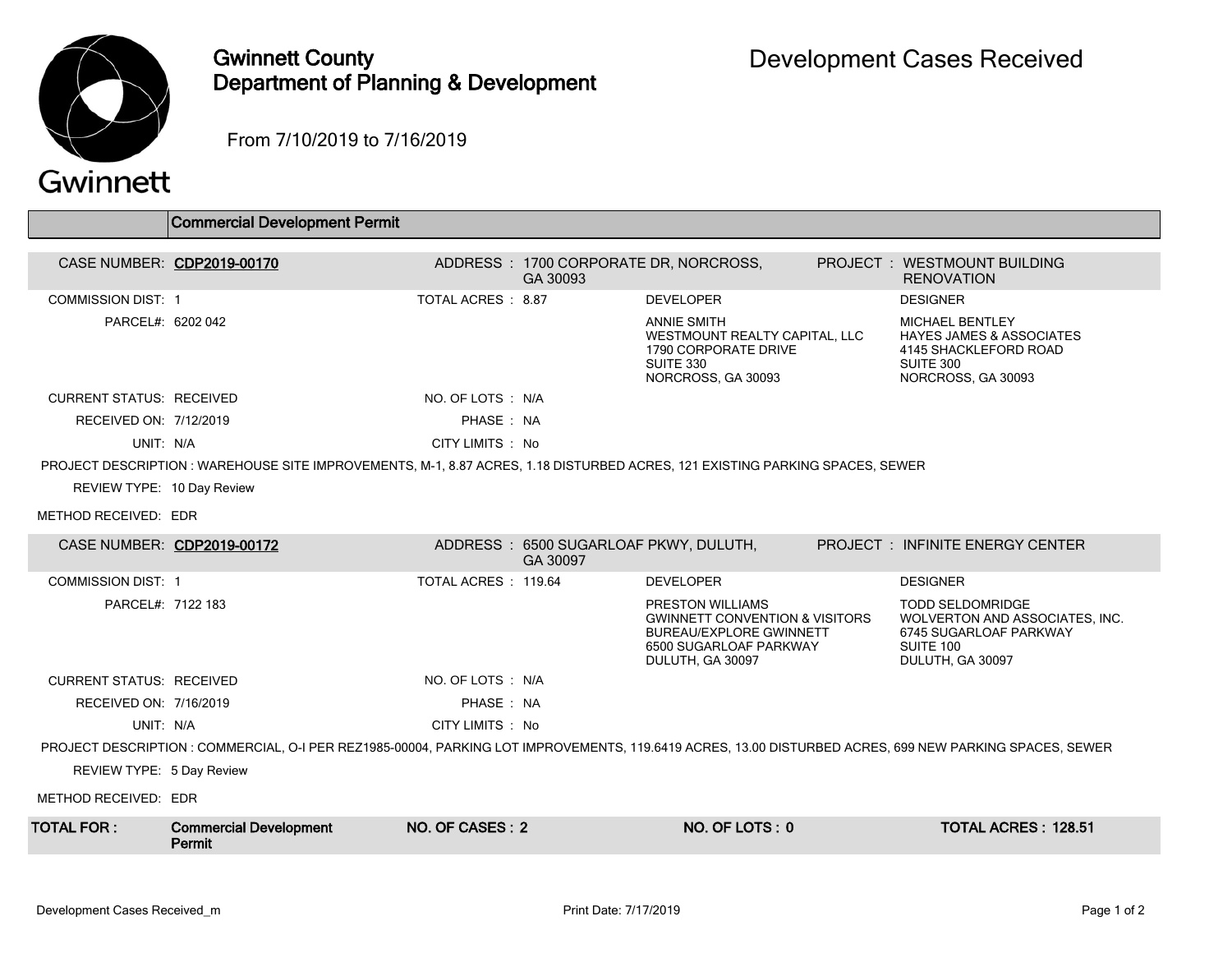# Gwinnett County Department of Planning & Development

## Development Cases Received

From 7/10/2019 to 7/16/2019

### Commercial Development Permit

**CASE NUMBER:** CDP2019-00170
**ADDRESS:** 1700 CORPORATE DR, NORCROSS, GA 30093
**PROJECT:** WESTMOUNT BUILDING RENOVATION

COMMISSION DIST: 1
TOTAL ACRES: 8.87
PARCEL#: 6202 042

**DEVELOPER**
ANNIE SMITH
WESTMOUNT REALTY CAPITAL, LLC
1790 CORPORATE DRIVE
SUITE 330
NORCROSS, GA 30093

**DESIGNER**
MICHAEL BENTLEY
HAYES JAMES & ASSOCIATES
4145 SHACKLEFORD ROAD
SUITE 300
NORCROSS, GA 30093

CURRENT STATUS: RECEIVED
NO. OF LOTS: N/A
RECEIVED ON: 7/12/2019
PHASE: NA
UNIT: N/A
CITY LIMITS: No

PROJECT DESCRIPTION: WAREHOUSE SITE IMPROVEMENTS, M-1, 8.87 ACRES, 1.18 DISTURBED ACRES, 121 EXISTING PARKING SPACES, SEWER

REVIEW TYPE: 10 Day Review

METHOD RECEIVED: EDR

---

**CASE NUMBER:** CDP2019-00172
**ADDRESS:** 6500 SUGARLOAF PKWY, DULUTH, GA 30097
**PROJECT:** INFINITE ENERGY CENTER

COMMISSION DIST: 1
TOTAL ACRES: 119.64
PARCEL#: 7122 183

**DEVELOPER**
PRESTON WILLIAMS
GWINNETT CONVENTION & VISITORS BUREAU/EXPLORE GWINNETT
6500 SUGARLOAF PARKWAY
DULUTH, GA 30097

**DESIGNER**
TODD SELDOMRIDGE
WOLVERTON AND ASSOCIATES, INC.
6745 SUGARLOAF PARKWAY
SUITE 100
DULUTH, GA 30097

CURRENT STATUS: RECEIVED
NO. OF LOTS: N/A
RECEIVED ON: 7/16/2019
PHASE: NA
UNIT: N/A
CITY LIMITS: No

PROJECT DESCRIPTION: COMMERCIAL, O-I PER REZ1985-00004, PARKING LOT IMPROVEMENTS, 119.6419 ACRES, 13.00 DISTURBED ACRES, 699 NEW PARKING SPACES, SEWER

REVIEW TYPE: 5 Day Review

METHOD RECEIVED: EDR

---

| TOTAL FOR: | Commercial Development Permit | NO. OF CASES: 2 | NO. OF LOTS: 0 | TOTAL ACRES: 128.51 |
|---|---|---|---|---|

Print Date: 7/17/2019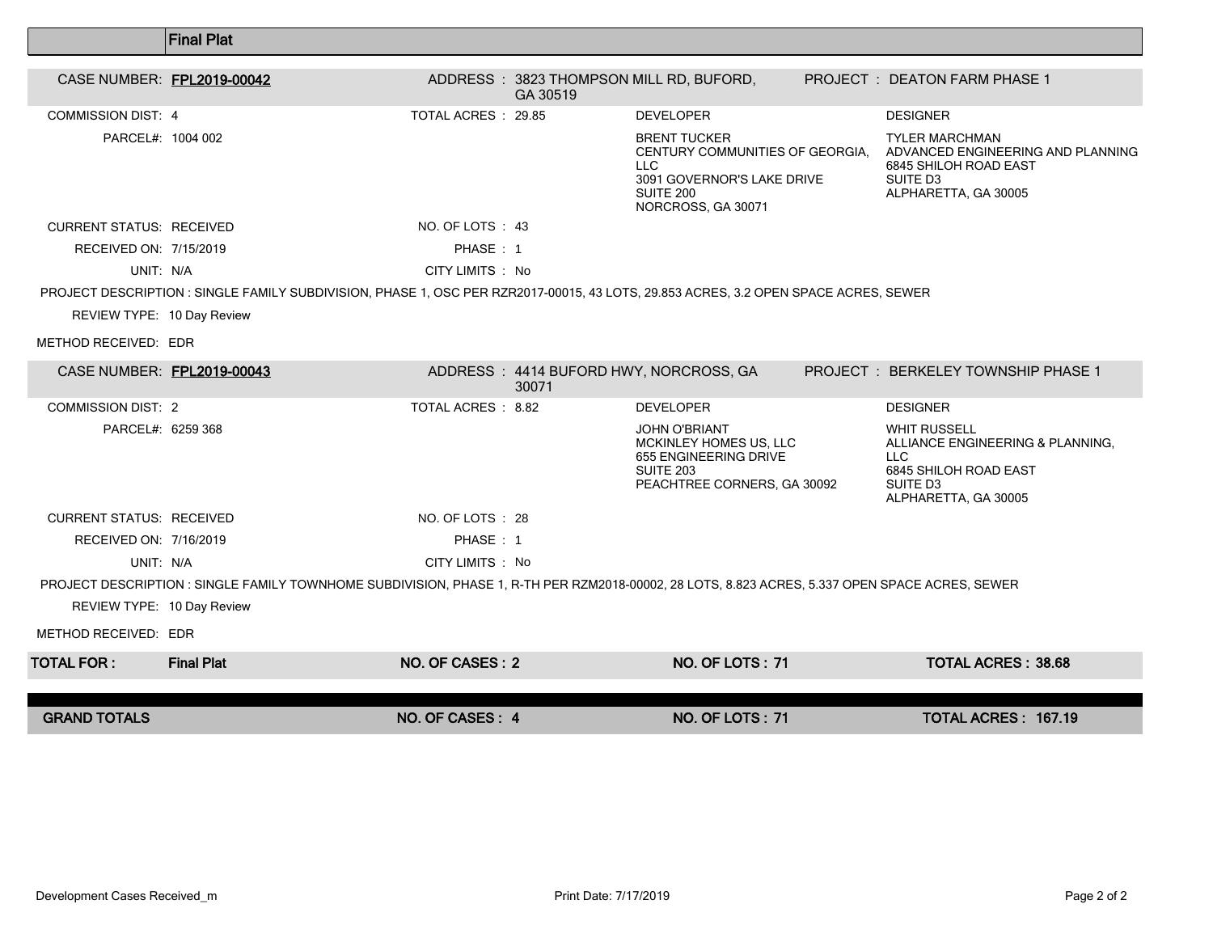## Final Plat

**CASE NUMBER: FPL2019-00042**

ADDRESS : 3823 THOMPSON MILL RD, BUFORD, GA 30519

PROJECT : DEATON FARM PHASE 1

| | | | |
|---|---|---|---|
| COMMISSION DIST: 4 | TOTAL ACRES : 29.85 | DEVELOPER | DESIGNER |
| PARCEL#: 1004 002 | | BRENT TUCKER<br>CENTURY COMMUNITIES OF GEORGIA, LLC<br>3091 GOVERNOR'S LAKE DRIVE<br>SUITE 200<br>NORCROSS, GA 30071 | TYLER MARCHMAN<br>ADVANCED ENGINEERING AND PLANNING<br>6845 SHILOH ROAD EAST<br>SUITE D3<br>ALPHARETTA, GA 30005 |
| CURRENT STATUS: RECEIVED | NO. OF LOTS : 43 | | |
| RECEIVED ON: 7/15/2019 | PHASE : 1 | | |
| UNIT: N/A | CITY LIMITS : No | | |

PROJECT DESCRIPTION : SINGLE FAMILY SUBDIVISION, PHASE 1, OSC PER RZR2017-00015, 43 LOTS, 29.853 ACRES, 3.2 OPEN SPACE ACRES, SEWER

REVIEW TYPE: 10 Day Review

METHOD RECEIVED: EDR

**CASE NUMBER: FPL2019-00043**

ADDRESS : 4414 BUFORD HWY, NORCROSS, GA 30071

PROJECT : BERKELEY TOWNSHIP PHASE 1

| | | | |
|---|---|---|---|
| COMMISSION DIST: 2 | TOTAL ACRES : 8.82 | DEVELOPER | DESIGNER |
| PARCEL#: 6259 368 | | JOHN O'BRIANT<br>MCKINLEY HOMES US, LLC<br>655 ENGINEERING DRIVE<br>SUITE 203<br>PEACHTREE CORNERS, GA 30092 | WHIT RUSSELL<br>ALLIANCE ENGINEERING & PLANNING, LLC<br>6845 SHILOH ROAD EAST<br>SUITE D3<br>ALPHARETTA, GA 30005 |
| CURRENT STATUS: RECEIVED | NO. OF LOTS : 28 | | |
| RECEIVED ON: 7/16/2019 | PHASE : 1 | | |
| UNIT: N/A | CITY LIMITS : No | | |

PROJECT DESCRIPTION : SINGLE FAMILY TOWNHOME SUBDIVISION, PHASE 1, R-TH PER RZM2018-00002, 28 LOTS, 8.823 ACRES, 5.337 OPEN SPACE ACRES, SEWER

REVIEW TYPE: 10 Day Review

METHOD RECEIVED: EDR

| | | | | |
|---|---|---|---|---|
| **TOTAL FOR :** | **Final Plat** | **NO. OF CASES : 2** | **NO. OF LOTS : 71** | **TOTAL ACRES : 38.68** |
| **GRAND TOTALS** | | **NO. OF CASES : 4** | **NO. OF LOTS : 71** | **TOTAL ACRES : 167.19** |

Development Cases Received_m

Print Date: 7/17/2019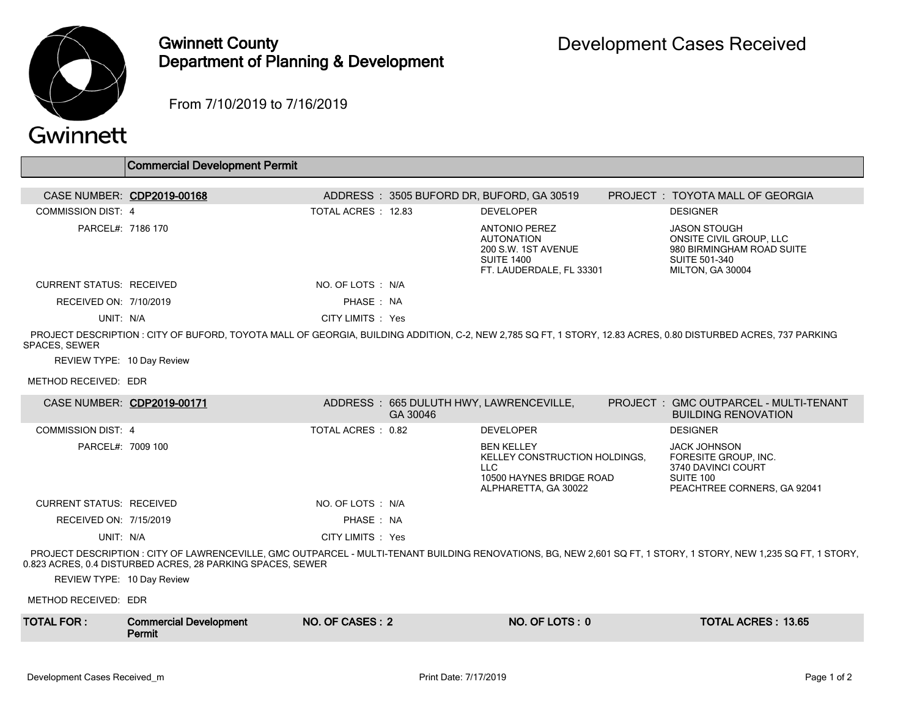# Gwinnett County Department of Planning & Development

## Development Cases Received

From 7/10/2019 to 7/16/2019

### Commercial Development Permit

**CASE NUMBER:** CDP2019-00168 | **ADDRESS:** 3505 BUFORD DR, BUFORD, GA 30519 | **PROJECT:** TOYOTA MALL OF GEORGIA

| | | | |
|---|---|---|---|
| COMMISSION DIST: 4 | TOTAL ACRES : 12.83 | **DEVELOPER** | **DESIGNER** |
| PARCEL#: 7186 170 | | ANTONIO PEREZ<br>AUTONATION<br>200 S.W. 1ST AVENUE<br>SUITE 1400<br>FT. LAUDERDALE, FL 33301 | JASON STOUGH<br>ONSITE CIVIL GROUP, LLC<br>980 BIRMINGHAM ROAD SUITE<br>SUITE 501-340<br>MILTON, GA 30004 |
| CURRENT STATUS: RECEIVED | NO. OF LOTS : N/A | | |
| RECEIVED ON: 7/10/2019 | PHASE : NA | | |
| UNIT: N/A | CITY LIMITS : Yes | | |

PROJECT DESCRIPTION : CITY OF BUFORD, TOYOTA MALL OF GEORGIA, BUILDING ADDITION, C-2, NEW 2,785 SQ FT, 1 STORY, 12.83 ACRES, 0.80 DISTURBED ACRES, 737 PARKING SPACES, SEWER

REVIEW TYPE: 10 Day Review

METHOD RECEIVED: EDR

**CASE NUMBER:** CDP2019-00171 | **ADDRESS:** 665 DULUTH HWY, LAWRENCEVILLE, GA 30046 | **PROJECT:** GMC OUTPARCEL - MULTI-TENANT BUILDING RENOVATION

| | | | |
|---|---|---|---|
| COMMISSION DIST: 4 | TOTAL ACRES : 0.82 | **DEVELOPER** | **DESIGNER** |
| PARCEL#: 7009 100 | | BEN KELLEY<br>KELLEY CONSTRUCTION HOLDINGS, LLC<br>10500 HAYNES BRIDGE ROAD<br>ALPHARETTA, GA 30022 | JACK JOHNSON<br>FORESITE GROUP, INC.<br>3740 DAVINCI COURT<br>SUITE 100<br>PEACHTREE CORNERS, GA 92041 |
| CURRENT STATUS: RECEIVED | NO. OF LOTS : N/A | | |
| RECEIVED ON: 7/15/2019 | PHASE : NA | | |
| UNIT: N/A | CITY LIMITS : Yes | | |

PROJECT DESCRIPTION : CITY OF LAWRENCEVILLE, GMC OUTPARCEL - MULTI-TENANT BUILDING RENOVATIONS, BG, NEW 2,601 SQ FT, 1 STORY, 1 STORY, NEW 1,235 SQ FT, 1 STORY, 0.823 ACRES, 0.4 DISTURBED ACRES, 28 PARKING SPACES, SEWER

REVIEW TYPE: 10 Day Review

METHOD RECEIVED: EDR

| TOTAL FOR : | Commercial Development Permit | NO. OF CASES : 2 | NO. OF LOTS : 0 | TOTAL ACRES : 13.65 |
|---|---|---|---|---|

Development Cases Received_m | Print Date: 7/17/2019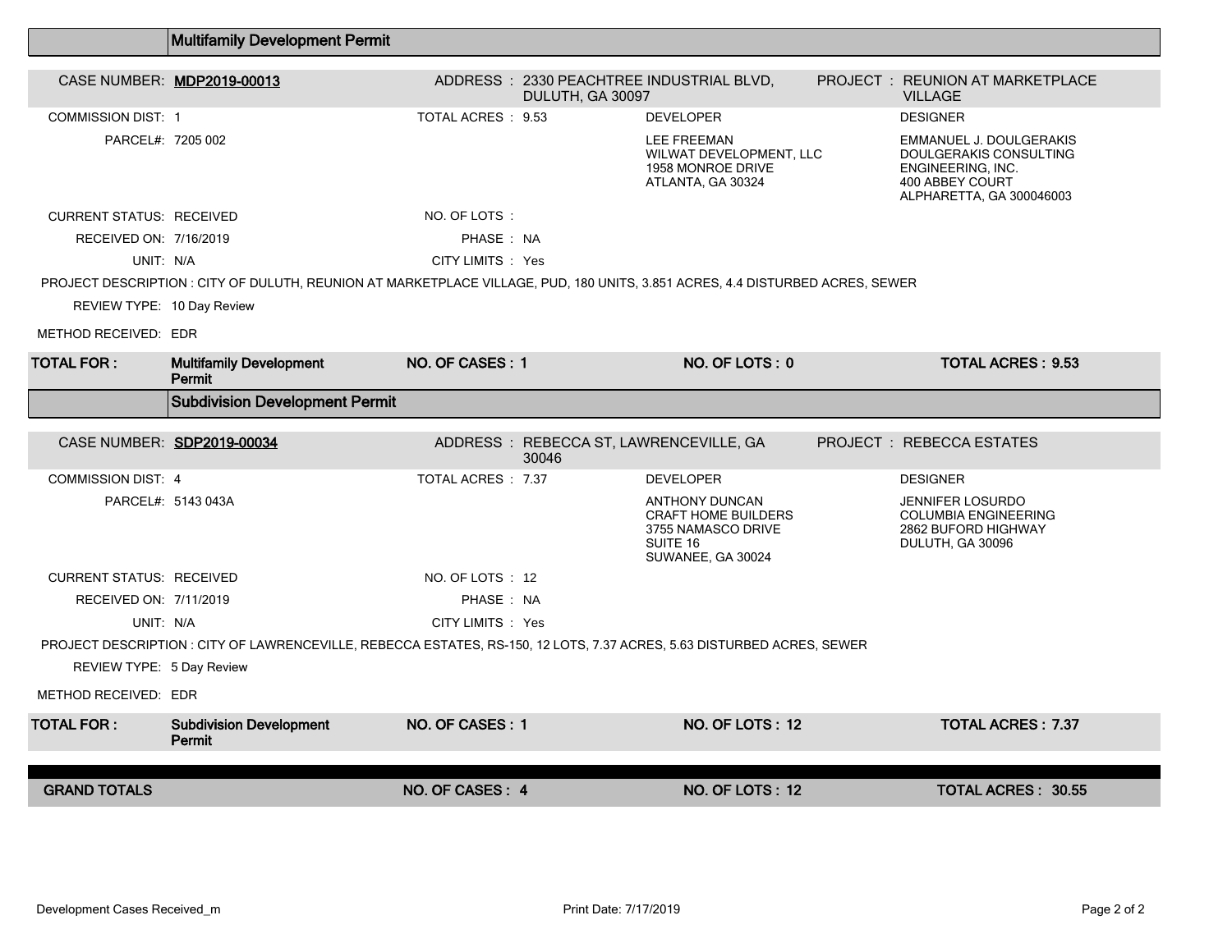## Multifamily Development Permit

| | | | | | |
|---|---|---|---|---|---|
| CASE NUMBER: | **MDP2019-00013** | ADDRESS : | 2330 PEACHTREE INDUSTRIAL BLVD, DULUTH, GA 30097 | PROJECT : | REUNION AT MARKETPLACE VILLAGE |
| COMMISSION DIST: | 1 | TOTAL ACRES : | 9.53 | DEVELOPER | DESIGNER |
| PARCEL#: | 7205 002 | | | LEE FREEMAN<br>WILWAT DEVELOPMENT, LLC<br>1958 MONROE DRIVE<br>ATLANTA, GA 30324 | EMMANUEL J. DOULGERAKIS<br>DOULGERAKIS CONSULTING ENGINEERING, INC.<br>400 ABBEY COURT<br>ALPHARETTA, GA 300046003 |
| CURRENT STATUS: | RECEIVED | NO. OF LOTS : | | | |
| RECEIVED ON: | 7/16/2019 | PHASE : | NA | | |
| UNIT: | N/A | CITY LIMITS : | Yes | | |

PROJECT DESCRIPTION : CITY OF DULUTH, REUNION AT MARKETPLACE VILLAGE, PUD, 180 UNITS, 3.851 ACRES, 4.4 DISTURBED ACRES, SEWER

REVIEW TYPE: 10 Day Review

METHOD RECEIVED: EDR

| TOTAL FOR : | Multifamily Development Permit | NO. OF CASES : 1 | NO. OF LOTS : 0 | TOTAL ACRES : 9.53 |
|---|---|---|---|---|

## Subdivision Development Permit

| | | | | | |
|---|---|---|---|---|---|
| CASE NUMBER: | **SDP2019-00034** | ADDRESS : | REBECCA ST, LAWRENCEVILLE, GA 30046 | PROJECT : | REBECCA ESTATES |
| COMMISSION DIST: | 4 | TOTAL ACRES : | 7.37 | DEVELOPER | DESIGNER |
| PARCEL#: | 5143 043A | | | ANTHONY DUNCAN<br>CRAFT HOME BUILDERS<br>3755 NAMASCO DRIVE<br>SUITE 16<br>SUWANEE, GA 30024 | JENNIFER LOSURDO<br>COLUMBIA ENGINEERING<br>2862 BUFORD HIGHWAY<br>DULUTH, GA 30096 |
| CURRENT STATUS: | RECEIVED | NO. OF LOTS : | 12 | | |
| RECEIVED ON: | 7/11/2019 | PHASE : | NA | | |
| UNIT: | N/A | CITY LIMITS : | Yes | | |

PROJECT DESCRIPTION : CITY OF LAWRENCEVILLE, REBECCA ESTATES, RS-150, 12 LOTS, 7.37 ACRES, 5.63 DISTURBED ACRES, SEWER

REVIEW TYPE: 5 Day Review

METHOD RECEIVED: EDR

| TOTAL FOR : | Subdivision Development Permit | NO. OF CASES : 1 | NO. OF LOTS : 12 | TOTAL ACRES : 7.37 |
|---|---|---|---|---|

| GRAND TOTALS | NO. OF CASES : 4 | NO. OF LOTS : 12 | TOTAL ACRES : 30.55 |
|---|---|---|---|

Development Cases Received_m

Print Date: 7/17/2019